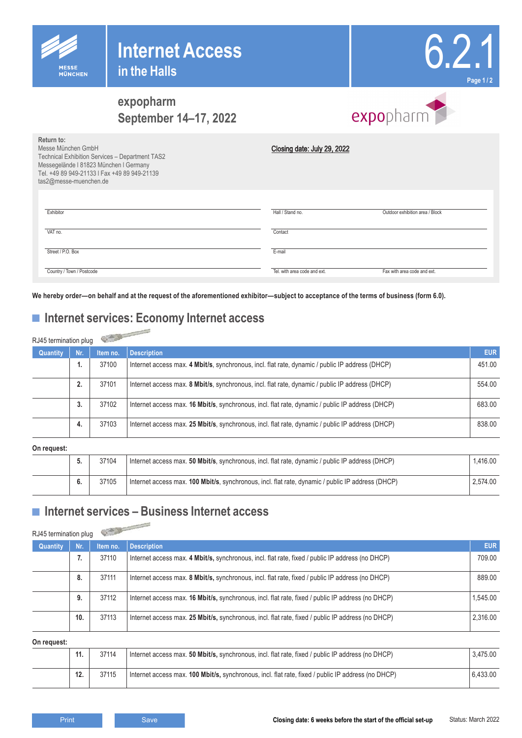MESSE MÜNCHEN

# Internet Access in the Halls

6.2.1

## expopharm September 14–17, 2022

**Return to:**
Messe München GmbH
Technical Exhibition Services – Department TAS2
Messegelände | 81823 München | Germany
Tel. +49 89 949-21133 | Fax +49 89 949-21139
tas2@messe-muenchen.de

Closing date: July 29, 2022

| | | |
|---|---|---|
| Exhibitor | Hall / Stand no. | Outdoor exhibition area / Block |
| VAT no. | Contact | |
| Street / P.O. Box | E-mail | |
| Country / Town / Postcode | Tel. with area code and ext. | Fax with area code and ext. |

**We hereby order—on behalf and at the request of the aforementioned exhibitor—subject to acceptance of the terms of business (form 6.0).**

## Internet services: Economy Internet access

RJ45 termination plug

| Quantity | Nr. | Item no. | Description | EUR |
|---|---|---|---|---|
| | 1. | 37100 | Internet access max. **4 Mbit/s**, synchronous, incl. flat rate, dynamic / public IP address (DHCP) | 451.00 |
| | 2. | 37101 | Internet access max. **8 Mbit/s**, synchronous, incl. flat rate, dynamic / public IP address (DHCP) | 554.00 |
| | 3. | 37102 | Internet access max. **16 Mbit/s**, synchronous, incl. flat rate, dynamic / public IP address (DHCP) | 683.00 |
| | 4. | 37103 | Internet access max. **25 Mbit/s**, synchronous, incl. flat rate, dynamic / public IP address (DHCP) | 838.00 |
| **On request:** | | | | |
| | 5. | 37104 | Internet access max. **50 Mbit/s**, synchronous, incl. flat rate, dynamic / public IP address (DHCP) | 1,416.00 |
| | 6. | 37105 | Internet access max. **100 Mbit/s**, synchronous, incl. flat rate, dynamic / public IP address (DHCP) | 2,574.00 |

## Internet services – Business Internet access

RJ45 termination plug

| Quantity | Nr. | Item no. | Description | EUR |
|---|---|---|---|---|
| | 7. | 37110 | Internet access max. **4 Mbit/s,** synchronous, incl. flat rate, fixed / public IP address (no DHCP) | 709.00 |
| | 8. | 37111 | Internet access max. **8 Mbit/s,** synchronous, incl. flat rate, fixed / public IP address (no DHCP) | 889.00 |
| | 9. | 37112 | Internet access max. **16 Mbit/s,** synchronous, incl. flat rate, fixed / public IP address (no DHCP) | 1,545.00 |
| | 10. | 37113 | Internet access max. **25 Mbit/s,** synchronous, incl. flat rate, fixed / public IP address (no DHCP) | 2,316.00 |
| **On request:** | | | | |
| | 11. | 37114 | Internet access max. **50 Mbit/s,** synchronous, incl. flat rate, fixed / public IP address (no DHCP) | 3,475.00 |
| | 12. | 37115 | Internet access max. **100 Mbit/s,** synchronous, incl. flat rate, fixed / public IP address (no DHCP) | 6,433.00 |

Print | Save

**Closing date: 6 weeks before the start of the official set-up**

Status: March 2022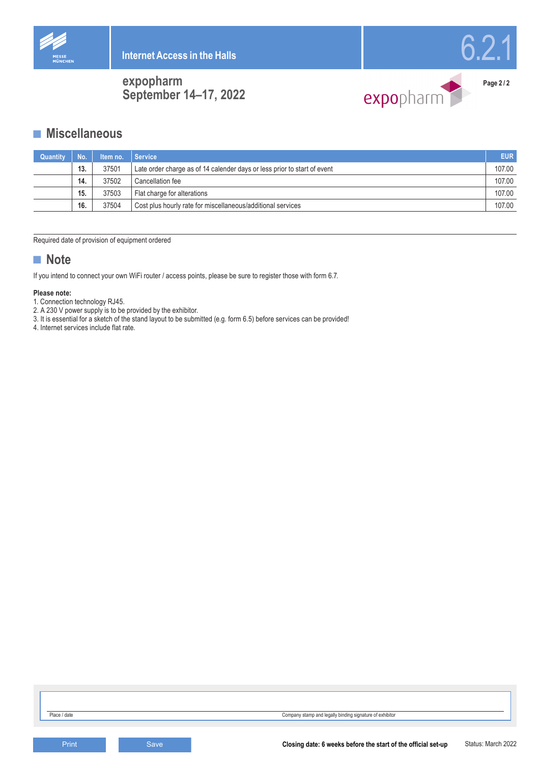# Internet Access in the Halls

6.2.1

**expopharm**
**September 14–17, 2022**

## Miscellaneous

| Quantity | No. | Item no. | Service | EUR |
|---|---|---|---|---|
| | **13.** | 37501 | Late order charge as of 14 calender days or less prior to start of event | 107.00 |
| | **14.** | 37502 | Cancellation fee | 107.00 |
| | **15.** | 37503 | Flat charge for alterations | 107.00 |
| | **16.** | 37504 | Cost plus hourly rate for miscellaneous/additional services | 107.00 |

Required date of provision of equipment ordered

## Note

If you intend to connect your own WiFi router / access points, please be sure to register those with form 6.7.

**Please note:**
1. Connection technology RJ45.
2. A 230 V power supply is to be provided by the exhibitor.
3. It is essential for a sketch of the stand layout to be submitted (e.g. form 6.5) before services can be provided!
4. Internet services include flat rate.

Place / date

Company stamp and legally binding signature of exhibitor

Print | Save

**Closing date: 6 weeks before the start of the official set-up**

Status: March 2022